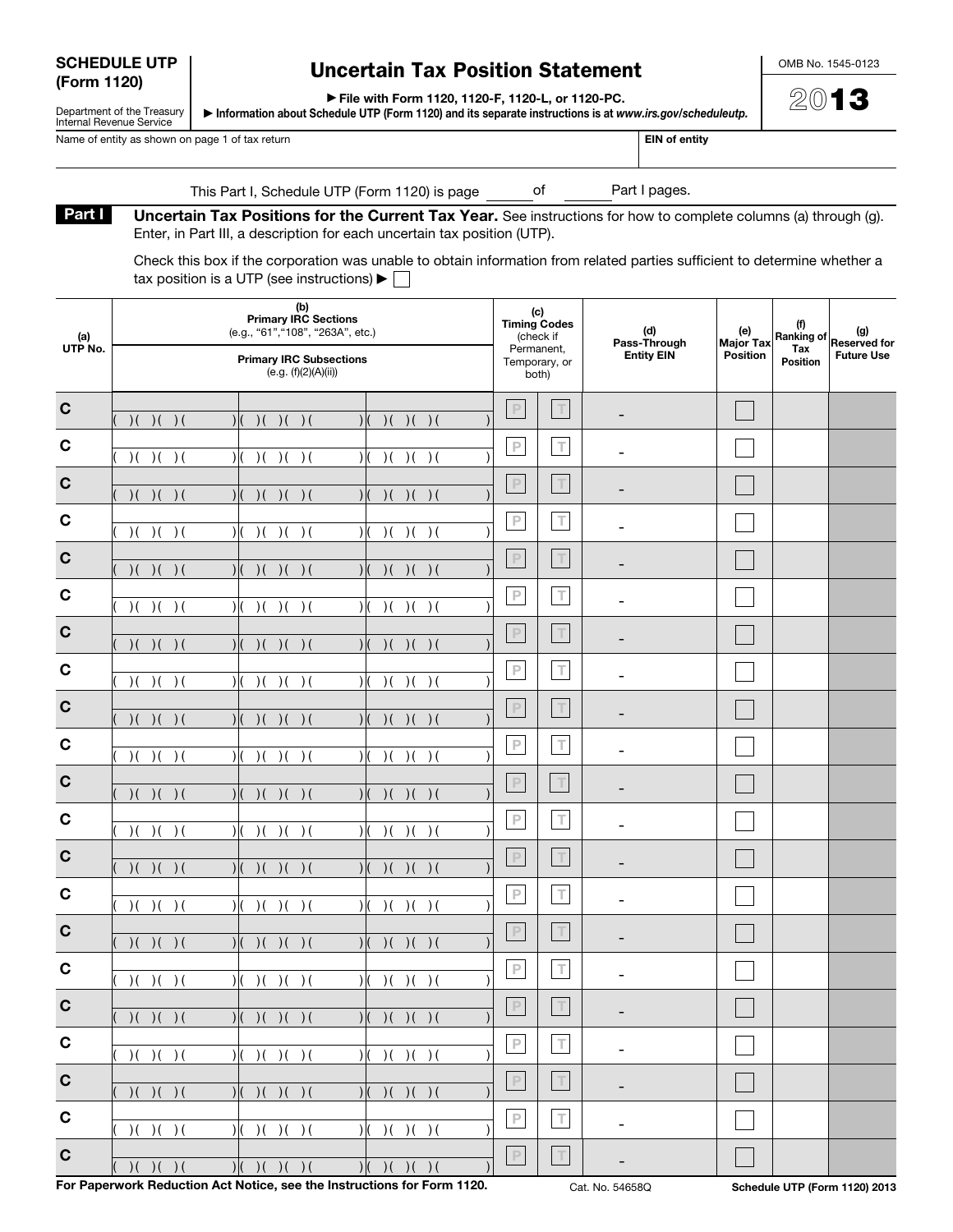**SCHEDULE UTP (Form 1120)**

Department of the Treasury
Internal Revenue Service

# Uncertain Tax Position Statement

▶ File with Form 1120, 1120-F, 1120-L, or 1120-PC.

▶ Information about Schedule UTP (Form 1120) and its separate instructions is at *www.irs.gov/scheduleutp*.

OMB No. 1545-0123

**2013**

Name of entity as shown on page 1 of tax return | **EIN of entity**

This Part I, Schedule UTP (Form 1120) is page ______ of ______ Part I pages.

**Part I** **Uncertain Tax Positions for the Current Tax Year.** See instructions for how to complete columns (a) through (g). Enter, in Part III, a description for each uncertain tax position (UTP).

Check this box if the corporation was unable to obtain information from related parties sufficient to determine whether a tax position is a UTP (see instructions) ▶ ☐

| (a) UTP No. | (b) Primary IRC Sections (e.g., "61","108", "263A", etc.) / Primary IRC Subsections (e.g. (f)(2)(A)(ii)) | | | (c) Timing Codes (check if Permanent, Temporary, or both) | | (d) Pass-Through Entity EIN | (e) Major Tax Position | (f) Ranking of Tax Position | (g) Reserved for Future Use |
|---|---|---|---|---|---|---|---|---|---|
| C | ( )( )( )( ) | ( )( )( )( ) | ( )( )( )( ) | P | T | - | ☐ | | |
| C | ( )( )( )( ) | ( )( )( )( ) | ( )( )( )( ) | P | T | - | ☐ | | |
| C | ( )( )( )( ) | ( )( )( )( ) | ( )( )( )( ) | P | T | - | ☐ | | |
| C | ( )( )( )( ) | ( )( )( )( ) | ( )( )( )( ) | P | T | - | ☐ | | |
| C | ( )( )( )( ) | ( )( )( )( ) | ( )( )( )( ) | P | T | - | ☐ | | |
| C | ( )( )( )( ) | ( )( )( )( ) | ( )( )( )( ) | P | T | - | ☐ | | |
| C | ( )( )( )( ) | ( )( )( )( ) | ( )( )( )( ) | P | T | - | ☐ | | |
| C | ( )( )( )( ) | ( )( )( )( ) | ( )( )( )( ) | P | T | - | ☐ | | |
| C | ( )( )( )( ) | ( )( )( )( ) | ( )( )( )( ) | P | T | - | ☐ | | |
| C | ( )( )( )( ) | ( )( )( )( ) | ( )( )( )( ) | P | T | - | ☐ | | |
| C | ( )( )( )( ) | ( )( )( )( ) | ( )( )( )( ) | P | T | - | ☐ | | |
| C | ( )( )( )( ) | ( )( )( )( ) | ( )( )( )( ) | P | T | - | ☐ | | |
| C | ( )( )( )( ) | ( )( )( )( ) | ( )( )( )( ) | P | T | - | ☐ | | |
| C | ( )( )( )( ) | ( )( )( )( ) | ( )( )( )( ) | P | T | - | ☐ | | |
| C | ( )( )( )( ) | ( )( )( )( ) | ( )( )( )( ) | P | T | - | ☐ | | |
| C | ( )( )( )( ) | ( )( )( )( ) | ( )( )( )( ) | P | T | - | ☐ | | |
| C | ( )( )( )( ) | ( )( )( )( ) | ( )( )( )( ) | P | T | - | ☐ | | |
| C | ( )( )( )( ) | ( )( )( )( ) | ( )( )( )( ) | P | T | - | ☐ | | |
| C | ( )( )( )( ) | ( )( )( )( ) | ( )( )( )( ) | P | T | - | ☐ | | |
| C | ( )( )( )( ) | ( )( )( )( ) | ( )( )( )( ) | P | T | - | ☐ | | |
| C | ( )( )( )( ) | ( )( )( )( ) | ( )( )( )( ) | P | T | - | ☐ | | |

**For Paperwork Reduction Act Notice, see the Instructions for Form 1120.** Cat. No. 54658Q **Schedule UTP (Form 1120) 2013**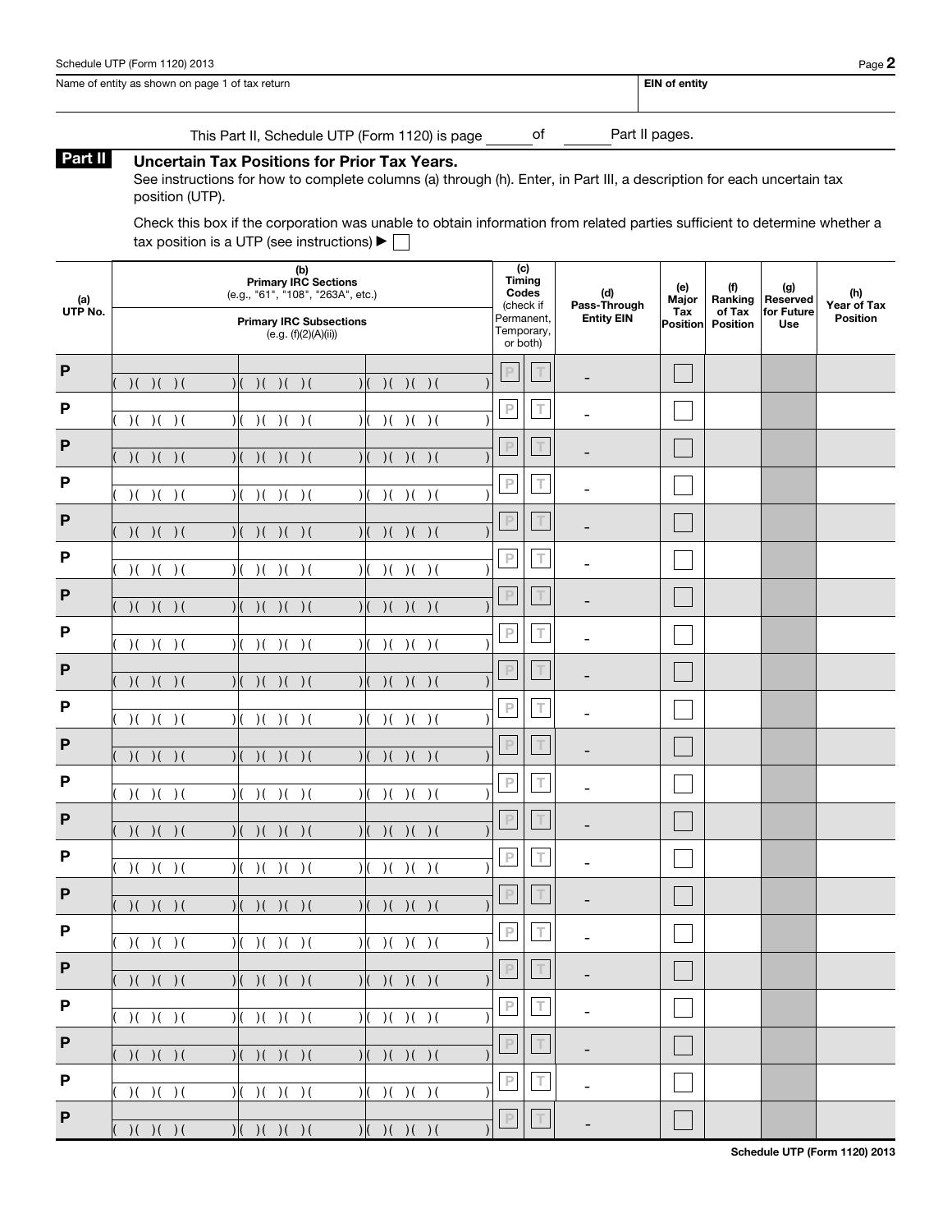Name of entity as shown on page 1 of tax return | **EIN of entity**

This Part II, Schedule UTP (Form 1120) is page ______ of ______ Part II pages.

## Part II Uncertain Tax Positions for Prior Tax Years.

See instructions for how to complete columns (a) through (h). Enter, in Part III, a description for each uncertain tax position (UTP).

Check this box if the corporation was unable to obtain information from related parties sufficient to determine whether a tax position is a UTP (see instructions) ▶ ☐

| (a) UTP No. | (b) Primary IRC Sections (e.g., "61", "108", "263A", etc.) / Primary IRC Subsections (e.g. (f)(2)(A)(ii)) | | | (c) Timing Codes (check if Permanent, Temporary, or both) | | (d) Pass-Through Entity EIN | (e) Major Tax Position | (f) Ranking of Tax Position | (g) Reserved for Future Use | (h) Year of Tax Position |
|---|---|---|---|---|---|---|---|---|---|---|
| P | ( )( )( )( ) | ( )( )( )( ) | ( )( )( )( ) | P | T | - | ☐ | | | |
| P | ( )( )( )( ) | ( )( )( )( ) | ( )( )( )( ) | P | T | - | ☐ | | | |
| P | ( )( )( )( ) | ( )( )( )( ) | ( )( )( )( ) | P | T | - | ☐ | | | |
| P | ( )( )( )( ) | ( )( )( )( ) | ( )( )( )( ) | P | T | - | ☐ | | | |
| P | ( )( )( )( ) | ( )( )( )( ) | ( )( )( )( ) | P | T | - | ☐ | | | |
| P | ( )( )( )( ) | ( )( )( )( ) | ( )( )( )( ) | P | T | - | ☐ | | | |
| P | ( )( )( )( ) | ( )( )( )( ) | ( )( )( )( ) | P | T | - | ☐ | | | |
| P | ( )( )( )( ) | ( )( )( )( ) | ( )( )( )( ) | P | T | - | ☐ | | | |
| P | ( )( )( )( ) | ( )( )( )( ) | ( )( )( )( ) | P | T | - | ☐ | | | |
| P | ( )( )( )( ) | ( )( )( )( ) | ( )( )( )( ) | P | T | - | ☐ | | | |
| P | ( )( )( )( ) | ( )( )( )( ) | ( )( )( )( ) | P | T | - | ☐ | | | |
| P | ( )( )( )( ) | ( )( )( )( ) | ( )( )( )( ) | P | T | - | ☐ | | | |
| P | ( )( )( )( ) | ( )( )( )( ) | ( )( )( )( ) | P | T | - | ☐ | | | |
| P | ( )( )( )( ) | ( )( )( )( ) | ( )( )( )( ) | P | T | - | ☐ | | | |
| P | ( )( )( )( ) | ( )( )( )( ) | ( )( )( )( ) | P | T | - | ☐ | | | |
| P | ( )( )( )( ) | ( )( )( )( ) | ( )( )( )( ) | P | T | - | ☐ | | | |
| P | ( )( )( )( ) | ( )( )( )( ) | ( )( )( )( ) | P | T | - | ☐ | | | |
| P | ( )( )( )( ) | ( )( )( )( ) | ( )( )( )( ) | P | T | - | ☐ | | | |
| P | ( )( )( )( ) | ( )( )( )( ) | ( )( )( )( ) | P | T | - | ☐ | | | |
| P | ( )( )( )( ) | ( )( )( )( ) | ( )( )( )( ) | P | T | - | ☐ | | | |
| P | ( )( )( )( ) | ( )( )( )( ) | ( )( )( )( ) | P | T | - | ☐ | | | |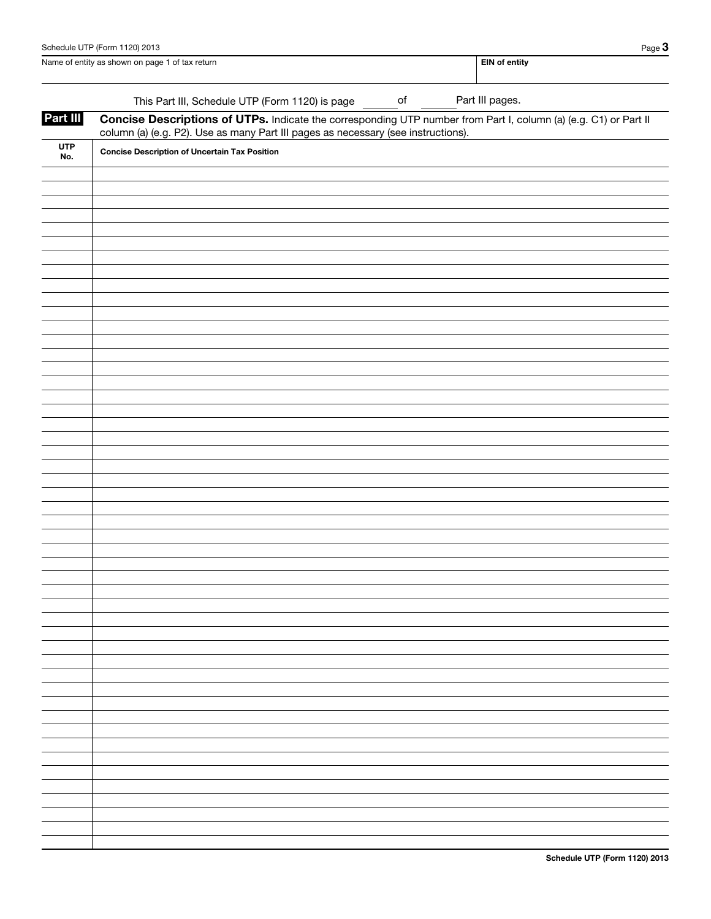| Name of entity as shown on page 1 of tax return | EIN of entity |
| --- | --- |
| | |

This Part III, Schedule UTP (Form 1120) is page ______ of ______ Part III pages.

**Part III** **Concise Descriptions of UTPs.** Indicate the corresponding UTP number from Part I, column (a) (e.g. C1) or Part II column (a) (e.g. P2). Use as many Part III pages as necessary (see instructions).

| UTP No. | Concise Description of Uncertain Tax Position |
| --- | --- |
| | |
| | |
| | |
| | |
| | |
| | |
| | |
| | |
| | |
| | |
| | |
| | |
| | |
| | |
| | |
| | |
| | |
| | |
| | |
| | |
| | |
| | |
| | |
| | |
| | |
| | |
| | |
| | |
| | |
| | |
| | |
| | |
| | |
| | |
| | |
| | |
| | |
| | |
| | |
| | |
| | |
| | |
| | |
| | |
| | |
| | |
| | |
| | |
| | |
| | |